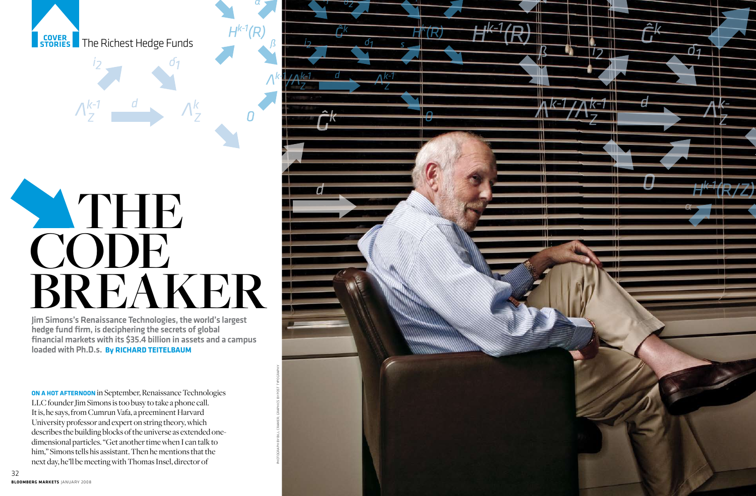COVER STORIES The Richest Hedge Funds

# THE CODE BREAKER

**Jim Simons's Renaissance Technologies, the world's largest hedge fund firm, is deciphering the secrets of global financial markets with its $35.4 billion in assets and a campus loaded with Ph.D.s. By RICHARD TEITELBAUM**

PHOTOGRAPH BY BILL CRAMER; GRAPHICS BY POST TYPOGRAPHY

**ON A HOT AFTERNOON** in September, Renaissance Technologies LLC founder Jim Simons is too busy to take a phone call. It is, he says, from Cumrun Vafa, a preeminent Harvard University professor and expert on string theory, which describes the building blocks of the universe as extended one-dimensional particles. "Get another time when I can talk to him," Simons tells his assistant. Then he mentions that the next day, he'll be meeting with Thomas Insel, director of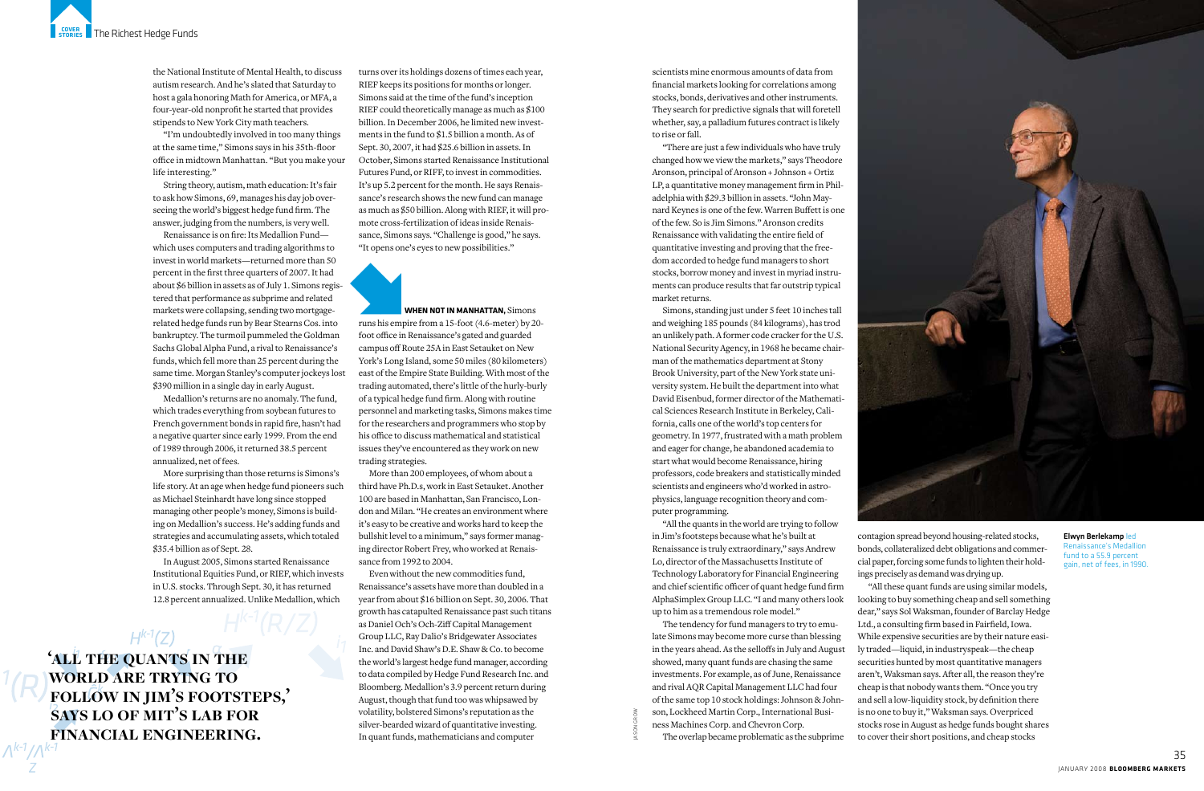the National Institute of Mental Health, to discuss autism research. And he's slated that Saturday to host a gala honoring Math for America, or MFA, a four-year-old nonprofit he started that provides stipends to New York City math teachers.

"I'm undoubtedly involved in too many things at the same time," Simons says in his 35th-floor office in midtown Manhattan. "But you make your life interesting."

String theory, autism, math education: It's fair to ask how Simons, 69, manages his day job overseeing the world's biggest hedge fund firm. The answer, judging from the numbers, is very well.

Renaissance is on fire: Its Medallion Fund—which uses computers and trading algorithms to invest in world markets—returned more than 50 percent in the first three quarters of 2007. It had about $6 billion in assets as of July 1. Simons registered that performance as subprime and related markets were collapsing, sending two mortgage-related hedge funds run by Bear Stearns Cos. into bankruptcy. The turmoil pummeled the Goldman Sachs Global Alpha Fund, a rival to Renaissance's funds, which fell more than 25 percent during the same time. Morgan Stanley's computer jockeys lost $390 million in a single day in early August.

Medallion's returns are no anomaly. The fund, which trades everything from soybean futures to French government bonds in rapid fire, hasn't had a negative quarter since early 1999. From the end of 1989 through 2006, it returned 38.5 percent annualized, net of fees.

More surprising than those returns is Simons's life story. At an age when hedge fund pioneers such as Michael Steinhardt have long since stopped managing other people's money, Simons is building on Medallion's success. He's adding funds and strategies and accumulating assets, which totaled $35.4 billion as of Sept. 28.

In August 2005, Simons started Renaissance Institutional Equities Fund, or RIEF, which invests in U.S. stocks. Through Sept. 30, it has returned 12.8 percent annualized. Unlike Medallion, which turns over its holdings dozens of times each year, RIEF keeps its positions for months or longer. Simons said at the time of the fund's inception RIEF could theoretically manage as much as $100 billion. In December 2006, he limited new investments in the fund to $1.5 billion a month. As of Sept. 30, 2007, it had $25.6 billion in assets. In October, Simons started Renaissance Institutional Futures Fund, or RIFF, to invest in commodities. It's up 5.2 percent for the month. He says Renaissance's research shows the new fund can manage as much as $50 billion. Along with RIEF, it will promote cross-fertilization of ideas inside Renaissance, Simons says. "Challenge is good," he says. "It opens one's eyes to new possibilities."

**'ALL THE QUANTS IN THE WORLD ARE TRYING TO FOLLOW IN JIM'S FOOTSTEPS,' SAYS LO OF MIT'S LAB FOR FINANCIAL ENGINEERING.**

**WHEN NOT IN MANHATTAN,** Simons runs his empire from a 15-foot (4.6-meter) by 20-foot office in Renaissance's gated and guarded campus off Route 25A in East Setauket on New York's Long Island, some 50 miles (80 kilometers) east of the Empire State Building. With most of the trading automated, there's little of the hurly-burly of a typical hedge fund firm. Along with routine personnel and marketing tasks, Simons makes time for the researchers and programmers who stop by his office to discuss mathematical and statistical issues they've encountered as they work on new trading strategies.

More than 200 employees, of whom about a third have Ph.D.s, work in East Setauket. Another 100 are based in Manhattan, San Francisco, London and Milan. "He creates an environment where it's easy to be creative and works hard to keep the bullshit level to a minimum," says former managing director Robert Frey, who worked at Renaissance from 1992 to 2004.

Even without the new commodities fund, Renaissance's assets have more than doubled in a year from about $16 billion on Sept. 30, 2006. That growth has catapulted Renaissance past such titans as Daniel Och's Och-Ziff Capital Management Group LLC, Ray Dalio's Bridgewater Associates Inc. and David Shaw's D.E. Shaw & Co. to become the world's largest hedge fund manager, according to data compiled by Hedge Fund Research Inc. and Bloomberg. Medallion's 3.9 percent return during August, though that fund too was whipsawed by volatility, bolstered Simons's reputation as the silver-bearded wizard of quantitative investing. In quant funds, mathematicians and computer scientists mine enormous amounts of data from financial markets looking for correlations among stocks, bonds, derivatives and other instruments. They search for predictive signals that will foretell whether, say, a palladium futures contract is likely to rise or fall.

"There are just a few individuals who have truly changed how we view the markets," says Theodore Aronson, principal of Aronson + Johnson + Ortiz LP, a quantitative money management firm in Philadelphia with $29.3 billion in assets. "John Maynard Keynes is one of the few. Warren Buffett is one of the few. So is Jim Simons." Aronson credits Renaissance with validating the entire field of quantitative investing and proving that the freedom accorded to hedge fund managers to short stocks, borrow money and invest in myriad instruments can produce results that far outstrip typical market returns.

Simons, standing just under 5 feet 10 inches tall and weighing 185 pounds (84 kilograms), has trod an unlikely path. A former code cracker for the U.S. National Security Agency, in 1968 he became chairman of the mathematics department at Stony Brook University, part of the New York state university system. He built the department into what David Eisenbud, former director of the Mathematical Sciences Research Institute in Berkeley, California, calls one of the world's top centers for geometry. In 1977, frustrated with a math problem and eager for change, he abandoned academia to start what would become Renaissance, hiring professors, code breakers and statistically minded scientists and engineers who'd worked in astrophysics, language recognition theory and computer programming.

"All the quants in the world are trying to follow in Jim's footsteps because what he's built at Renaissance is truly extraordinary," says Andrew Lo, director of the Massachusetts Institute of Technology Laboratory for Financial Engineering and chief scientific officer of quant hedge fund firm AlphaSimplex Group LLC. "I and many others look up to him as a tremendous role model."

The tendency for fund managers to try to emulate Simons may become more curse than blessing in the years ahead. As the selloffs in July and August showed, many quant funds are chasing the same investments. For example, as of June, Renaissance and rival AQR Capital Management LLC had four of the same top 10 stock holdings: Johnson & Johnson, Lockheed Martin Corp., International Business Machines Corp. and Chevron Corp.

The overlap became problematic as the subprime contagion spread beyond housing-related stocks, bonds, collateralized debt obligations and commercial paper, forcing some funds to lighten their holdings precisely as demand was drying up.

"All these quant funds are using similar models, looking to buy something cheap and sell something dear," says Sol Waksman, founder of Barclay Hedge Ltd., a consulting firm based in Fairfield, Iowa. While expensive securities are by their nature easily traded—liquid, in industryspeak—the cheap securities hunted by most quantitative managers aren't, Waksman says. After all, the reason they're cheap is that nobody wants them. "Once you try and sell a low-liquidity stock, by definition there is no one to buy it," Waksman says. Overpriced stocks rose in August as hedge funds bought shares to cover their short positions, and cheap stocks

**Elwyn Berlekamp** led Renaissance's Medallion fund to a 55.9 percent gain, net of fees, in 1990.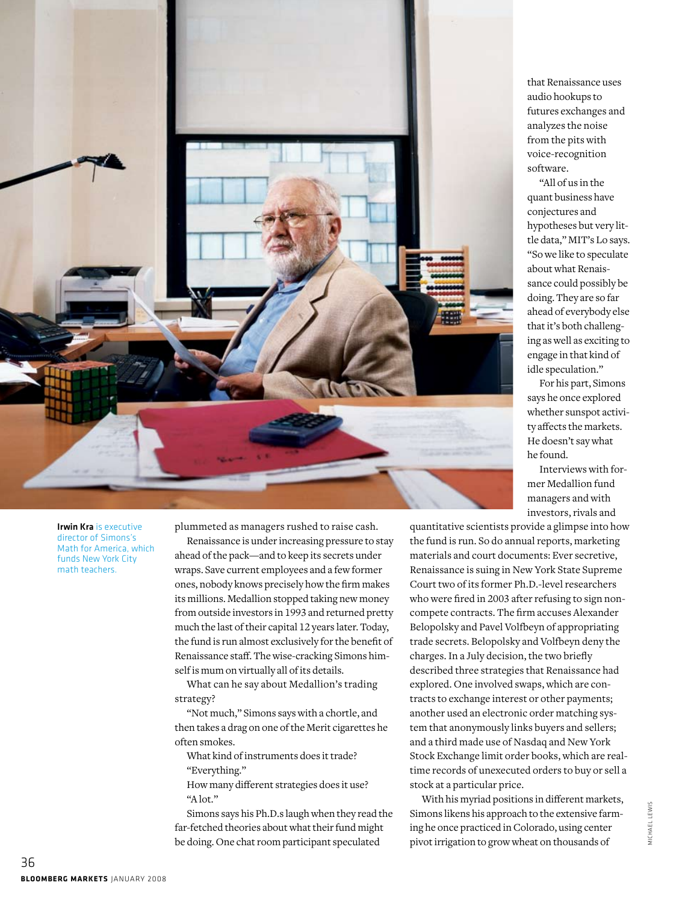that Renaissance uses audio hookups to futures exchanges and analyzes the noise from the pits with voice-recognition software.

"All of us in the quant business have conjectures and hypotheses but very little data," MIT's Lo says. "So we like to speculate about what Renaissance could possibly be doing. They are so far ahead of everybody else that it's both challenging as well as exciting to engage in that kind of idle speculation."

For his part, Simons says he once explored whether sunspot activity affects the markets. He doesn't say what he found.

Interviews with former Medallion fund managers and with investors, rivals and quantitative scientists provide a glimpse into how the fund is run. So do annual reports, marketing materials and court documents: Ever secretive, Renaissance is suing in New York State Supreme Court two of its former Ph.D.-level researchers who were fired in 2003 after refusing to sign noncompete contracts. The firm accuses Alexander Belopolsky and Pavel Volfbeyn of appropriating trade secrets. Belopolsky and Volfbeyn deny the charges. In a July decision, the two briefly described three strategies that Renaissance had explored. One involved swaps, which are contracts to exchange interest or other payments; another used an electronic order matching system that anonymously links buyers and sellers; and a third made use of Nasdaq and New York Stock Exchange limit order books, which are real-time records of unexecuted orders to buy or sell a stock at a particular price.

With his myriad positions in different markets, Simons likens his approach to the extensive farming he once practiced in Colorado, using center pivot irrigation to grow wheat on thousands of

**Irwin Kra** is executive director of Simons's Math for America, which funds New York City math teachers.

plummeted as managers rushed to raise cash.

Renaissance is under increasing pressure to stay ahead of the pack—and to keep its secrets under wraps. Save current employees and a few former ones, nobody knows precisely how the firm makes its millions. Medallion stopped taking new money from outside investors in 1993 and returned pretty much the last of their capital 12 years later. Today, the fund is run almost exclusively for the benefit of Renaissance staff. The wise-cracking Simons himself is mum on virtually all of its details.

What can he say about Medallion's trading strategy?

"Not much," Simons says with a chortle, and then takes a drag on one of the Merit cigarettes he often smokes.

What kind of instruments does it trade?

"Everything."

How many different strategies does it use?

"A lot."

Simons says his Ph.D.s laugh when they read the far-fetched theories about what their fund might be doing. One chat room participant speculated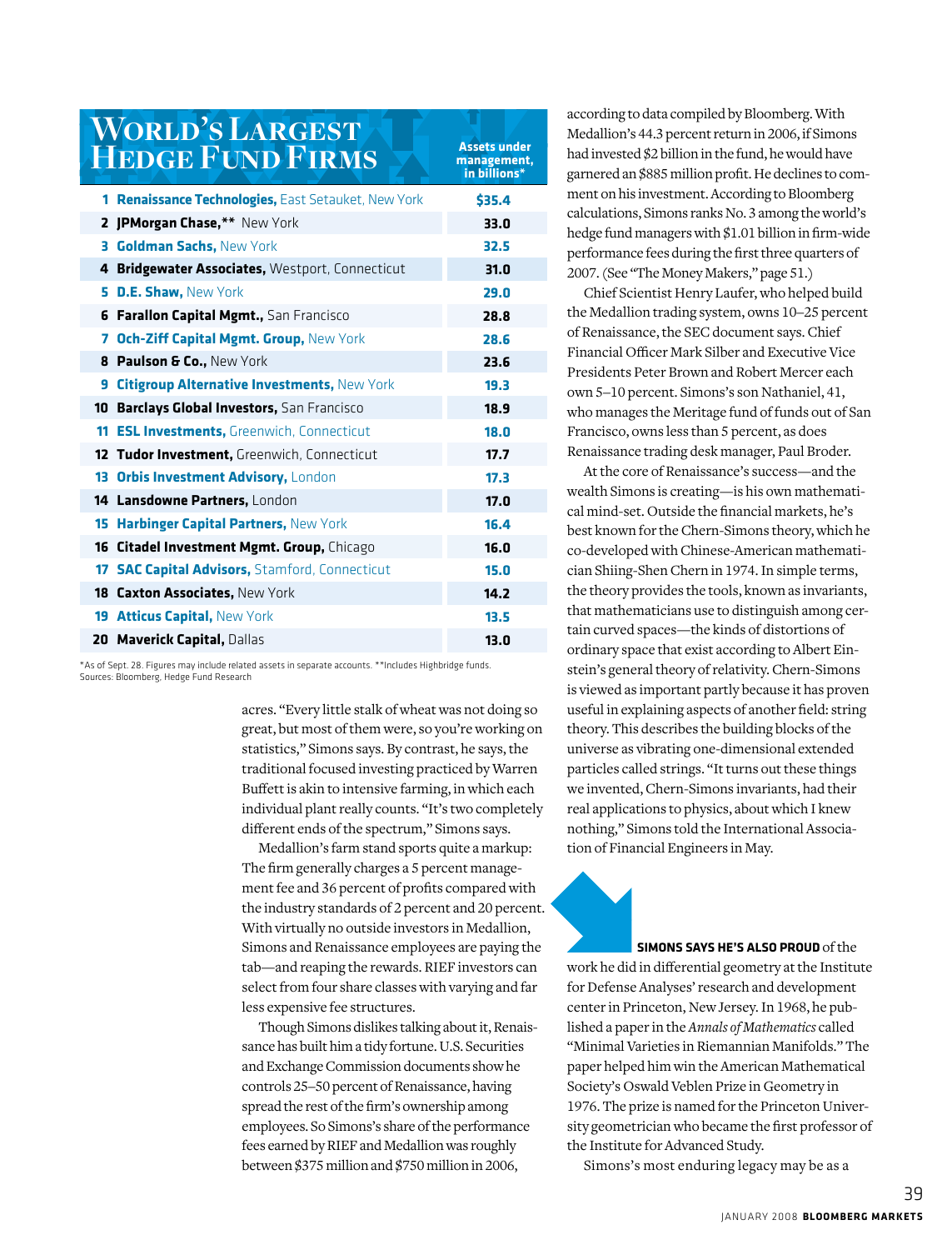## World's Largest Hedge Fund Firms

| Rank | Firm | Assets under management, in billions* |
|---|---|---|
| 1 | **Renaissance Technologies,** East Setauket, New York | $35.4 |
| 2 | **JPMorgan Chase,**** New York | 33.0 |
| 3 | **Goldman Sachs,** New York | 32.5 |
| 4 | **Bridgewater Associates,** Westport, Connecticut | 31.0 |
| 5 | **D.E. Shaw,** New York | 29.0 |
| 6 | **Farallon Capital Mgmt.,** San Francisco | 28.8 |
| 7 | **Och-Ziff Capital Mgmt. Group,** New York | 28.6 |
| 8 | **Paulson & Co.,** New York | 23.6 |
| 9 | **Citigroup Alternative Investments,** New York | 19.3 |
| 10 | **Barclays Global Investors,** San Francisco | 18.9 |
| 11 | **ESL Investments,** Greenwich, Connecticut | 18.0 |
| 12 | **Tudor Investment,** Greenwich, Connecticut | 17.7 |
| 13 | **Orbis Investment Advisory,** London | 17.3 |
| 14 | **Lansdowne Partners,** London | 17.0 |
| 15 | **Harbinger Capital Partners,** New York | 16.4 |
| 16 | **Citadel Investment Mgmt. Group,** Chicago | 16.0 |
| 17 | **SAC Capital Advisors,** Stamford, Connecticut | 15.0 |
| 18 | **Caxton Associates,** New York | 14.2 |
| 19 | **Atticus Capital,** New York | 13.5 |
| 20 | **Maverick Capital,** Dallas | 13.0 |

*As of Sept. 28. Figures may include related assets in separate accounts. **Includes Highbridge funds.
Sources: Bloomberg, Hedge Fund Research

acres. "Every little stalk of wheat was not doing so great, but most of them were, so you're working on statistics," Simons says. By contrast, he says, the traditional focused investing practiced by Warren Buffett is akin to intensive farming, in which each individual plant really counts. "It's two completely different ends of the spectrum," Simons says.

Medallion's farm stand sports quite a markup: The firm generally charges a 5 percent management fee and 36 percent of profits compared with the industry standards of 2 percent and 20 percent. With virtually no outside investors in Medallion, Simons and Renaissance employees are paying the tab—and reaping the rewards. RIEF investors can select from four share classes with varying and far less expensive fee structures.

Though Simons dislikes talking about it, Renaissance has built him a tidy fortune. U.S. Securities and Exchange Commission documents show he controls 25–50 percent of Renaissance, having spread the rest of the firm's ownership among employees. So Simons's share of the performance fees earned by RIEF and Medallion was roughly between $375 million and $750 million in 2006, according to data compiled by Bloomberg. With Medallion's 44.3 percent return in 2006, if Simons had invested $2 billion in the fund, he would have garnered an $885 million profit. He declines to comment on his investment. According to Bloomberg calculations, Simons ranks No. 3 among the world's hedge fund managers with $1.01 billion in firm-wide performance fees during the first three quarters of 2007. (See "The Money Makers," page 51.)

Chief Scientist Henry Laufer, who helped build the Medallion trading system, owns 10–25 percent of Renaissance, the SEC document says. Chief Financial Officer Mark Silber and Executive Vice Presidents Peter Brown and Robert Mercer each own 5–10 percent. Simons's son Nathaniel, 41, who manages the Meritage fund of funds out of San Francisco, owns less than 5 percent, as does Renaissance trading desk manager, Paul Broder.

At the core of Renaissance's success—and the wealth Simons is creating—is his own mathematical mind-set. Outside the financial markets, he's best known for the Chern-Simons theory, which he co-developed with Chinese-American mathematician Shiing-Shen Chern in 1974. In simple terms, the theory provides the tools, known as invariants, that mathematicians use to distinguish among certain curved spaces—the kinds of distortions of ordinary space that exist according to Albert Einstein's general theory of relativity. Chern-Simons is viewed as important partly because it has proven useful in explaining aspects of another field: string theory. This describes the building blocks of the universe as vibrating one-dimensional extended particles called strings. "It turns out these things we invented, Chern-Simons invariants, had their real applications to physics, about which I knew nothing," Simons told the International Association of Financial Engineers in May.

**SIMONS SAYS HE'S ALSO PROUD** of the work he did in differential geometry at the Institute for Defense Analyses' research and development center in Princeton, New Jersey. In 1968, he published a paper in the *Annals of Mathematics* called "Minimal Varieties in Riemannian Manifolds." The paper helped him win the American Mathematical Society's Oswald Veblen Prize in Geometry in 1976. The prize is named for the Princeton University geometrician who became the first professor of the Institute for Advanced Study.

Simons's most enduring legacy may be as a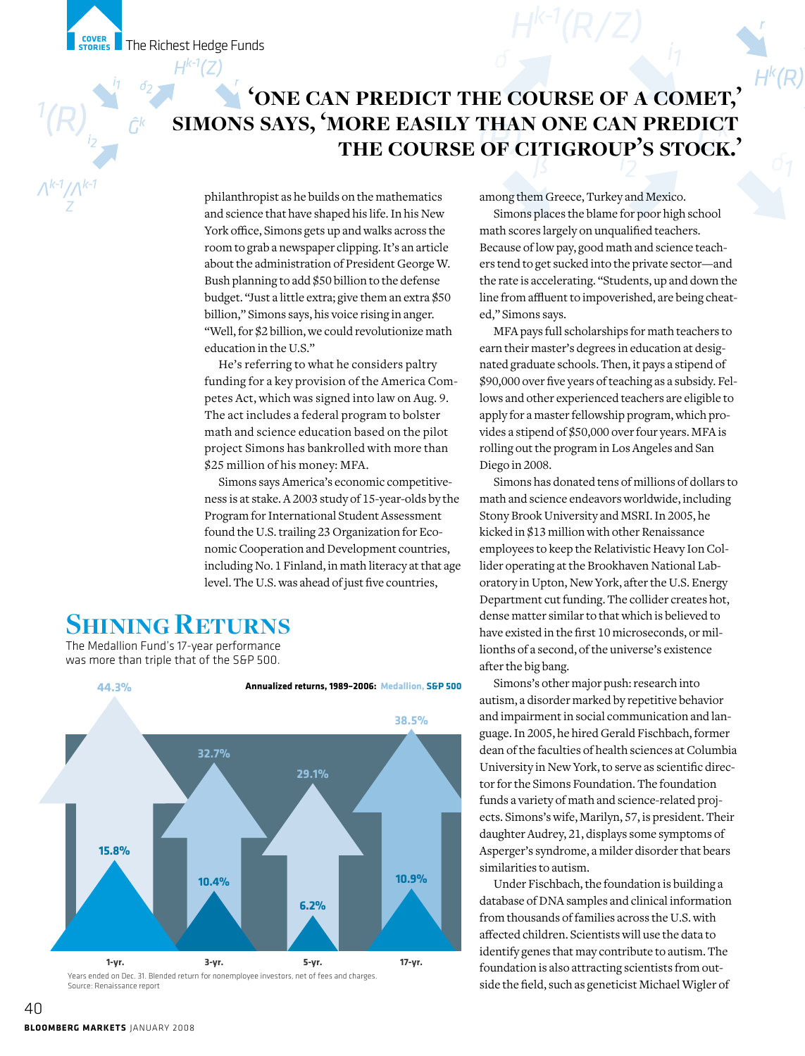## 'ONE CAN PREDICT THE COURSE OF A COMET,' SIMONS SAYS, 'MORE EASILY THAN ONE CAN PREDICT THE COURSE OF CITIGROUP'S STOCK.'

philanthropist as he builds on the mathematics and science that have shaped his life. In his New York office, Simons gets up and walks across the room to grab a newspaper clipping. It's an article about the administration of President George W. Bush planning to add $50 billion to the defense budget. "Just a little extra; give them an extra $50 billion," Simons says, his voice rising in anger. "Well, for $2 billion, we could revolutionize math education in the U.S."

He's referring to what he considers paltry funding for a key provision of the America Competes Act, which was signed into law on Aug. 9. The act includes a federal program to bolster math and science education based on the pilot project Simons has bankrolled with more than $25 million of his money: MFA.

Simons says America's economic competitiveness is at stake. A 2003 study of 15-year-olds by the Program for International Student Assessment found the U.S. trailing 23 Organization for Economic Cooperation and Development countries, including No. 1 Finland, in math literacy at that age level. The U.S. was ahead of just five countries, among them Greece, Turkey and Mexico.

Simons places the blame for poor high school math scores largely on unqualified teachers. Because of low pay, good math and science teachers tend to get sucked into the private sector—and the rate is accelerating. "Students, up and down the line from affluent to impoverished, are being cheated," Simons says.

MFA pays full scholarships for math teachers to earn their master's degrees in education at designated graduate schools. Then, it pays a stipend of $90,000 over five years of teaching as a subsidy. Fellows and other experienced teachers are eligible to apply for a master fellowship program, which provides a stipend of $50,000 over four years. MFA is rolling out the program in Los Angeles and San Diego in 2008.

Simons has donated tens of millions of dollars to math and science endeavors worldwide, including Stony Brook University and MSRI. In 2005, he kicked in $13 million with other Renaissance employees to keep the Relativistic Heavy Ion Collider operating at the Brookhaven National Laboratory in Upton, New York, after the U.S. Energy Department cut funding. The collider creates hot, dense matter similar to that which is believed to have existed in the first 10 microseconds, or millionths of a second, of the universe's existence after the big bang.

Simons's other major push: research into autism, a disorder marked by repetitive behavior and impairment in social communication and language. In 2005, he hired Gerald Fischbach, former dean of the faculties of health sciences at Columbia University in New York, to serve as scientific director for the Simons Foundation. The foundation funds a variety of math and science-related projects. Simons's wife, Marilyn, 57, is president. Their daughter Audrey, 21, displays some symptoms of Asperger's syndrome, a milder disorder that bears similarities to autism.

Under Fischbach, the foundation is building a database of DNA samples and clinical information from thousands of families across the U.S. with affected children. Scientists will use the data to identify genes that may contribute to autism. The foundation is also attracting scientists from outside the field, such as geneticist Michael Wigler of

### SHINING RETURNS

The Medallion Fund's 17-year performance was more than triple that of the S&P 500.

**Annualized returns, 1989–2006: Medallion, S&P 500**

| | Medallion | S&P 500 |
|---|---|---|
| 1-yr. | 44.3% | 15.8% |
| 3-yr. | 32.7% | 10.4% |
| 5-yr. | 29.1% | 6.2% |
| 17-yr. | 38.5% | 10.9% |

Years ended on Dec. 31. Blended return for nonemployee investors, net of fees and charges.
Source: Renaissance report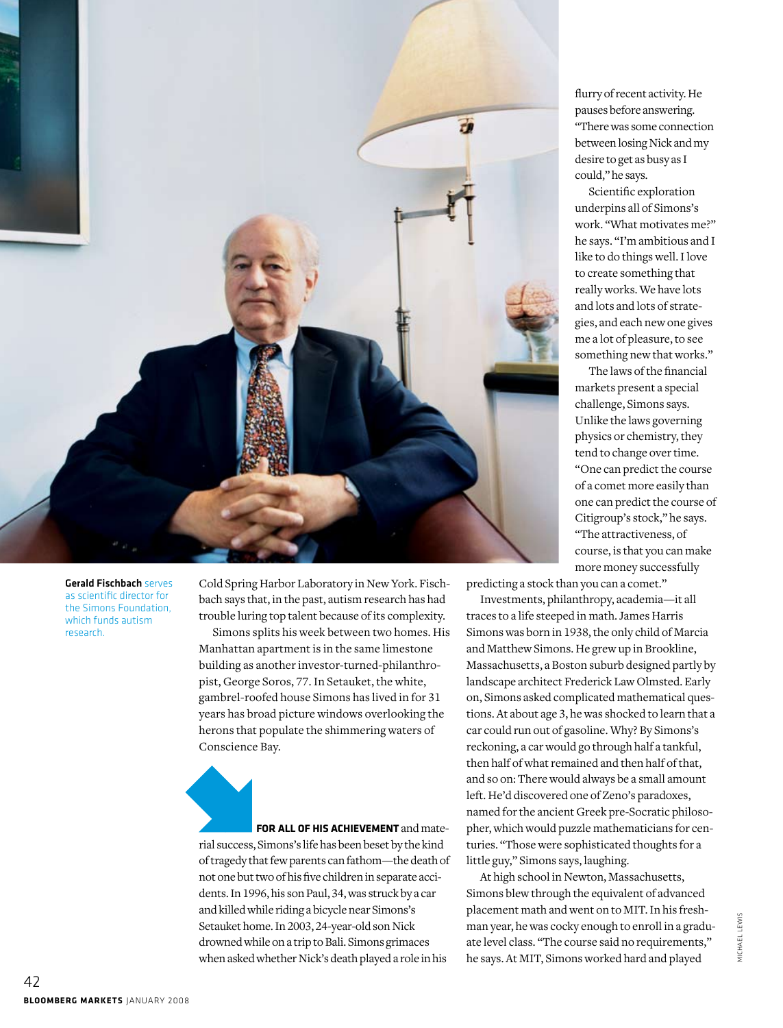flurry of recent activity. He pauses before answering. "There was some connection between losing Nick and my desire to get as busy as I could," he says.

Scientific exploration underpins all of Simons's work. "What motivates me?" he says. "I'm ambitious and I like to do things well. I love to create something that really works. We have lots and lots and lots of strategies, and each new one gives me a lot of pleasure, to see something new that works."

The laws of the financial markets present a special challenge, Simons says. Unlike the laws governing physics or chemistry, they tend to change over time. "One can predict the course of a comet more easily than one can predict the course of Citigroup's stock," he says. "The attractiveness, of course, is that you can make more money successfully predicting a stock than you can a comet."

**Gerald Fischbach** serves as scientific director for the Simons Foundation, which funds autism research.

Cold Spring Harbor Laboratory in New York. Fischbach says that, in the past, autism research has had trouble luring top talent because of its complexity.

Simons splits his week between two homes. His Manhattan apartment is in the same limestone building as another investor-turned-philanthropist, George Soros, 77. In Setauket, the white, gambrel-roofed house Simons has lived in for 31 years has broad picture windows overlooking the herons that populate the shimmering waters of Conscience Bay.

**FOR ALL OF HIS ACHIEVEMENT** and material success, Simons's life has been beset by the kind of tragedy that few parents can fathom—the death of not one but two of his five children in separate accidents. In 1996, his son Paul, 34, was struck by a car and killed while riding a bicycle near Simons's Setauket home. In 2003, 24-year-old son Nick drowned while on a trip to Bali. Simons grimaces when asked whether Nick's death played a role in his

Investments, philanthropy, academia—it all traces to a life steeped in math. James Harris Simons was born in 1938, the only child of Marcia and Matthew Simons. He grew up in Brookline, Massachusetts, a Boston suburb designed partly by landscape architect Frederick Law Olmsted. Early on, Simons asked complicated mathematical questions. At about age 3, he was shocked to learn that a car could run out of gasoline. Why? By Simons's reckoning, a car would go through half a tankful, then half of what remained and then half of that, and so on: There would always be a small amount left. He'd discovered one of Zeno's paradoxes, named for the ancient Greek pre-Socratic philosopher, which would puzzle mathematicians for centuries. "Those were sophisticated thoughts for a little guy," Simons says, laughing.

At high school in Newton, Massachusetts, Simons blew through the equivalent of advanced placement math and went on to MIT. In his freshman year, he was cocky enough to enroll in a graduate level class. "The course said no requirements," he says. At MIT, Simons worked hard and played

MICHAEL LEWIS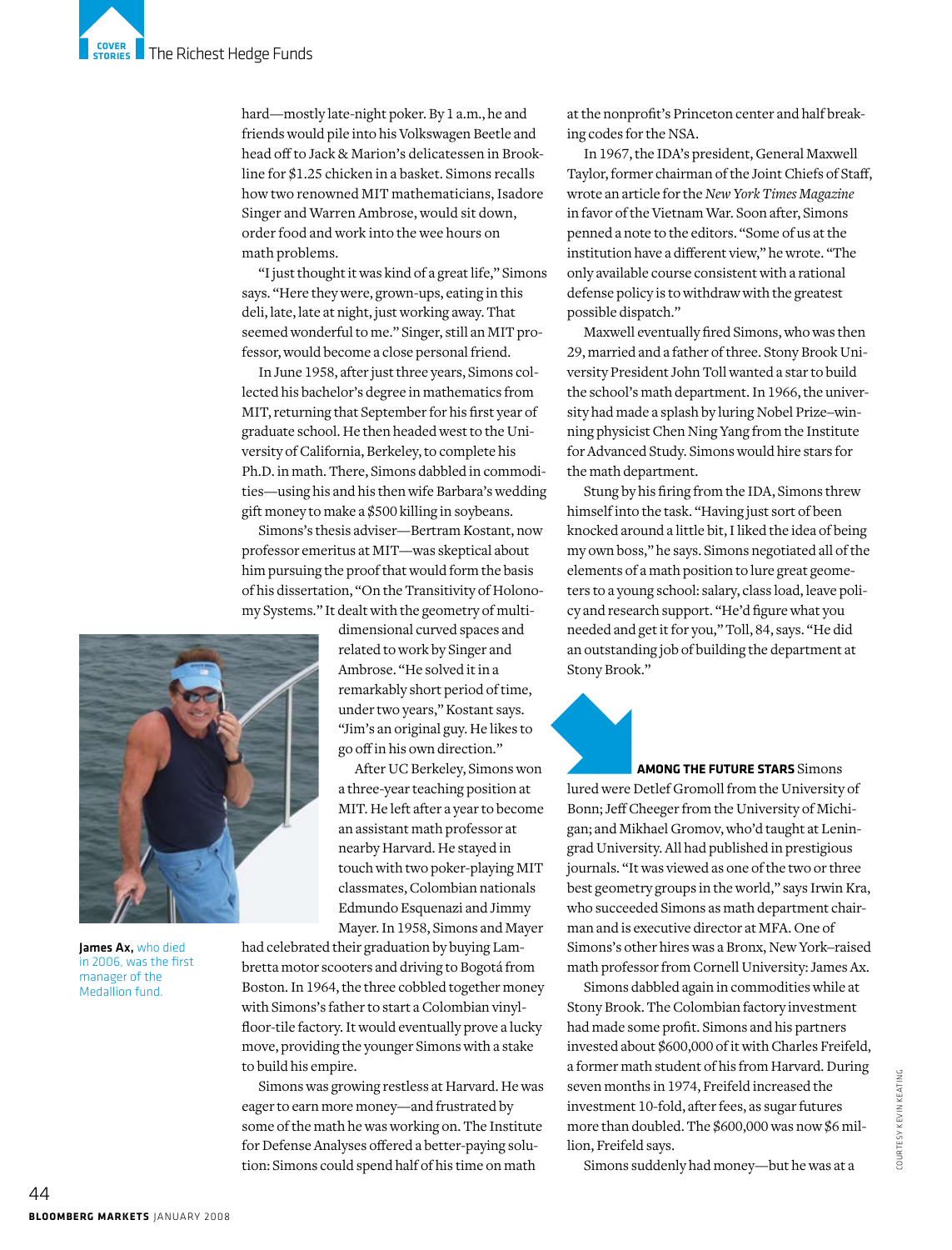hard—mostly late-night poker. By 1 a.m., he and friends would pile into his Volkswagen Beetle and head off to Jack & Marion's delicatessen in Brookline for $1.25 chicken in a basket. Simons recalls how two renowned MIT mathematicians, Isadore Singer and Warren Ambrose, would sit down, order food and work into the wee hours on math problems.

"I just thought it was kind of a great life," Simons says. "Here they were, grown-ups, eating in this deli, late, late at night, just working away. That seemed wonderful to me." Singer, still an MIT professor, would become a close personal friend.

In June 1958, after just three years, Simons collected his bachelor's degree in mathematics from MIT, returning that September for his first year of graduate school. He then headed west to the University of California, Berkeley, to complete his Ph.D. in math. There, Simons dabbled in commodities—using his and his then wife Barbara's wedding gift money to make a $500 killing in soybeans.

Simons's thesis adviser—Bertram Kostant, now professor emeritus at MIT—was skeptical about him pursuing the proof that would form the basis of his dissertation, "On the Transitivity of Holonomy Systems." It dealt with the geometry of multidimensional curved spaces and related to work by Singer and Ambrose. "He solved it in a remarkably short period of time, under two years," Kostant says. "Jim's an original guy. He likes to go off in his own direction."

**James Ax,** who died in 2006, was the first manager of the Medallion fund.

After UC Berkeley, Simons won a three-year teaching position at MIT. He left after a year to become an assistant math professor at nearby Harvard. He stayed in touch with two poker-playing MIT classmates, Colombian nationals Edmundo Esquenazi and Jimmy Mayer. In 1958, Simons and Mayer had celebrated their graduation by buying Lambretta motor scooters and driving to Bogotá from Boston. In 1964, the three cobbled together money with Simons's father to start a Colombian vinyl-floor-tile factory. It would eventually prove a lucky move, providing the younger Simons with a stake to build his empire.

Simons was growing restless at Harvard. He was eager to earn more money—and frustrated by some of the math he was working on. The Institute for Defense Analyses offered a better-paying solution: Simons could spend half of his time on math at the nonprofit's Princeton center and half breaking codes for the NSA.

In 1967, the IDA's president, General Maxwell Taylor, former chairman of the Joint Chiefs of Staff, wrote an article for the *New York Times Magazine* in favor of the Vietnam War. Soon after, Simons penned a note to the editors. "Some of us at the institution have a different view," he wrote. "The only available course consistent with a rational defense policy is to withdraw with the greatest possible dispatch."

Maxwell eventually fired Simons, who was then 29, married and a father of three. Stony Brook University President John Toll wanted a star to build the school's math department. In 1966, the university had made a splash by luring Nobel Prize–winning physicist Chen Ning Yang from the Institute for Advanced Study. Simons would hire stars for the math department.

Stung by his firing from the IDA, Simons threw himself into the task. "Having just sort of been knocked around a little bit, I liked the idea of being my own boss," he says. Simons negotiated all of the elements of a math position to lure great geometers to a young school: salary, class load, leave policy and research support. "He'd figure what you needed and get it for you," Toll, 84, says. "He did an outstanding job of building the department at Stony Brook."

**AMONG THE FUTURE STARS** Simons lured were Detlef Gromoll from the University of Bonn; Jeff Cheeger from the University of Michigan; and Mikhael Gromov, who'd taught at Leningrad University. All had published in prestigious journals. "It was viewed as one of the two or three best geometry groups in the world," says Irwin Kra, who succeeded Simons as math department chairman and is executive director at MFA. One of Simons's other hires was a Bronx, New York–raised math professor from Cornell University: James Ax.

Simons dabbled again in commodities while at Stony Brook. The Colombian factory investment had made some profit. Simons and his partners invested about $600,000 of it with Charles Freifeld, a former math student of his from Harvard. During seven months in 1974, Freifeld increased the investment 10-fold, after fees, as sugar futures more than doubled. The $600,000 was now $6 million, Freifeld says.

Simons suddenly had money—but he was at a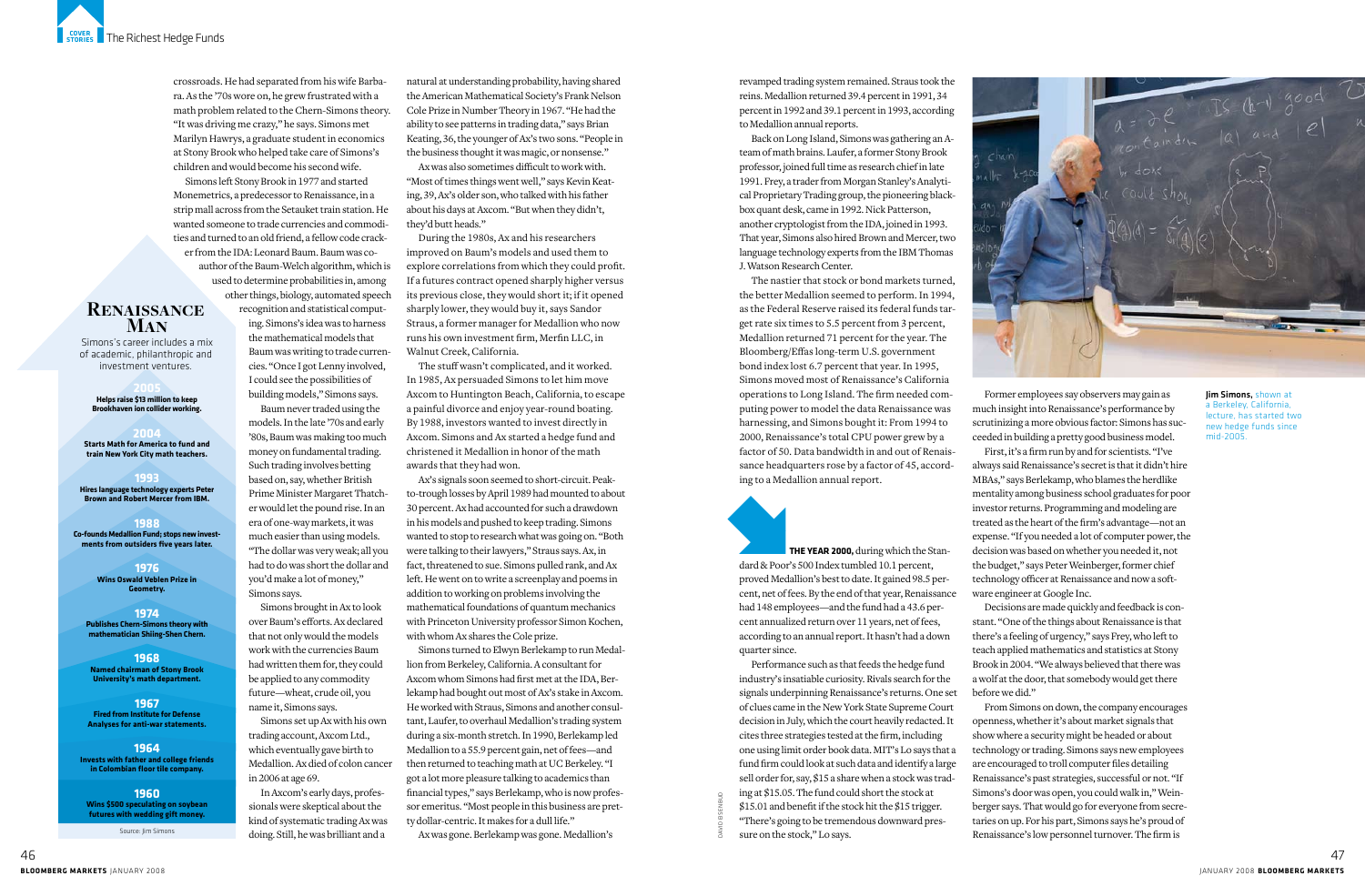crossroads. He had separated from his wife Barbara. As the '70s wore on, he grew frustrated with a math problem related to the Chern-Simons theory. "It was driving me crazy," he says. Simons met Marilyn Hawrys, a graduate student in economics at Stony Brook who helped take care of Simons's children and would become his second wife.

Simons left Stony Brook in 1977 and started Monemetrics, a predecessor to Renaissance, in a strip mall across from the Setauket train station. He wanted someone to trade currencies and commodities and turned to an old friend, a fellow code cracker from the IDA: Leonard Baum. Baum was co-author of the Baum-Welch algorithm, which is used to determine probabilities in, among other things, biology, automated speech recognition and statistical computing. Simons's idea was to harness the mathematical models that Baum was writing to trade currencies. "Once I got Lenny involved, I could see the possibilities of building models," Simons says.

Baum never traded using the models. In the late '70s and early '80s, Baum was making too much money on fundamental trading. Such trading involves betting based on, say, whether British Prime Minister Margaret Thatcher would let the pound rise. In an era of one-way markets, it was much easier than using models. "The dollar was very weak; all you had to do was short the dollar and you'd make a lot of money," Simons says.

Simons brought in Ax to look over Baum's efforts. Ax declared that not only would the models work with the currencies Baum had written them for, they could be applied to any commodity future—wheat, crude oil, you name it, Simons says.

Simons set up Ax with his own trading account, Axcom Ltd., which eventually gave birth to Medallion. Ax died of colon cancer in 2006 at age 69.

In Axcom's early days, professionals were skeptical about the kind of systematic trading Ax was doing. Still, he was brilliant and a natural at understanding probability, having shared the American Mathematical Society's Frank Nelson Cole Prize in Number Theory in 1967. "He had the ability to see patterns in trading data," says Brian Keating, 36, the younger of Ax's two sons. "People in the business thought it was magic, or nonsense."

Ax was also sometimes difficult to work with. "Most of times things went well," says Kevin Keating, 39, Ax's older son, who talked with his father about his days at Axcom. "But when they didn't, they'd butt heads."

During the 1980s, Ax and his researchers improved on Baum's models and used them to explore correlations from which they could profit. If a futures contract opened sharply higher versus its previous close, they would short it; if it opened sharply lower, they would buy it, says Sandor Straus, a former manager for Medallion who now runs his own investment firm, Merfin LLC, in Walnut Creek, California.

The stuff wasn't complicated, and it worked. In 1985, Ax persuaded Simons to let him move Axcom to Huntington Beach, California, to escape a painful divorce and enjoy year-round boating. By 1988, investors wanted to invest directly in Axcom. Simons and Ax started a hedge fund and christened it Medallion in honor of the math awards that they had won.

Ax's signals soon seemed to short-circuit. Peak-to-trough losses by April 1989 had mounted to about 30 percent. Ax had accounted for such a drawdown in his models and pushed to keep trading. Simons wanted to stop to research what was going on. "Both were talking to their lawyers," Straus says. Ax, in fact, threatened to sue. Simons pulled rank, and Ax left. He went on to write a screenplay and poems in addition to working on problems involving the mathematical foundations of quantum mechanics with Princeton University professor Simon Kochen, with whom Ax shares the Cole prize.

Simons turned to Elwyn Berlekamp to run Medallion from Berkeley, California. A consultant for Axcom whom Simons had first met at the IDA, Berlekamp had bought out most of Ax's stake in Axcom. He worked with Straus, Simons and another consultant, Laufer, to overhaul Medallion's trading system during a six-month stretch. In 1990, Berlekamp led Medallion to a 55.9 percent gain, net of fees—and then returned to teaching math at UC Berkeley. "I got a lot more pleasure talking to academics than financial types," says Berlekamp, who is now professor emeritus. "Most people in this business are pretty dollar-centric. It makes for a dull life."

Ax was gone. Berlekamp was gone. Medallion's revamped trading system remained. Straus took the reins. Medallion returned 39.4 percent in 1991, 34 percent in 1992 and 39.1 percent in 1993, according to Medallion annual reports.

Back on Long Island, Simons was gathering an A-team of math brains. Laufer, a former Stony Brook professor, joined full time as research chief in late 1991. Frey, a trader from Morgan Stanley's Analytical Proprietary Trading group, the pioneering black-box quant desk, came in 1992. Nick Patterson, another cryptologist from the IDA, joined in 1993. That year, Simons also hired Brown and Mercer, two language technology experts from the IBM Thomas J. Watson Research Center.

The nastier that stock or bond markets turned, the better Medallion seemed to perform. In 1994, as the Federal Reserve raised its federal funds target rate six times to 5.5 percent from 3 percent, Medallion returned 71 percent for the year. The Bloomberg/Effas long-term U.S. government bond index lost 6.7 percent that year. In 1995, Simons moved most of Renaissance's California operations to Long Island. The firm needed computing power to model the data Renaissance was harnessing, and Simons bought it: From 1994 to 2000, Renaissance's total CPU power grew by a factor of 50. Data bandwidth in and out of Renaissance headquarters rose by a factor of 45, according to a Medallion annual report.

**THE YEAR 2000,** during which the Standard & Poor's 500 Index tumbled 10.1 percent, proved Medallion's best to date. It gained 98.5 percent, net of fees. By the end of that year, Renaissance had 148 employees—and the fund had a 43.6 percent annualized return over 11 years, net of fees, according to an annual report. It hasn't had a down quarter since.

Performance such as that feeds the hedge fund industry's insatiable curiosity. Rivals search for the signals underpinning Renaissance's returns. One set of clues came in the New York State Supreme Court decision in July, which the court heavily redacted. It cites three strategies tested at the firm, including one using limit order book data. MIT's Lo says that a fund firm could look at such data and identify a large sell order for, say, $15 a share when a stock was trading at $15.05. The fund could short the stock at $15.01 and benefit if the stock hit the $15 trigger. "There's going to be tremendous downward pressure on the stock," Lo says.

Former employees say observers may gain as much insight into Renaissance's performance by scrutinizing a more obvious factor: Simons has succeeded in building a pretty good business model.

First, it's a firm run by and for scientists. "I've always said Renaissance's secret is that it didn't hire MBAs," says Berlekamp, who blames the herdlike mentality among business school graduates for poor investor returns. Programming and modeling are treated as the heart of the firm's advantage—not an expense. "If you needed a lot of computer power, the decision was based on whether you needed it, not the budget," says Peter Weinberger, former chief technology officer at Renaissance and now a software engineer at Google Inc.

Decisions are made quickly and feedback is constant. "One of the things about Renaissance is that there's a feeling of urgency," says Frey, who left to teach applied mathematics and statistics at Stony Brook in 2004. "We always believed that there was a wolf at the door, that somebody would get there before we did."

From Simons on down, the company encourages openness, whether it's about market signals that show where a security might be headed or about technology or trading. Simons says new employees are encouraged to troll computer files detailing Renaissance's past strategies, successful or not. "If Simons's door was open, you could walk in," Weinberger says. That would go for everyone from secretaries on up. For his part, Simons says he's proud of Renaissance's low personnel turnover. The firm is

**Jim Simons,** shown at a Berkeley, California, lecture, has started two new hedge funds since mid-2005.

## Renaissance Man

Simons's career includes a mix of academic, philanthropic and investment ventures.

**2005**
Helps raise $13 million to keep Brookhaven ion collider working.

**2004**
Starts Math for America to fund and train New York City math teachers.

**1993**
Hires language technology experts Peter Brown and Robert Mercer from IBM.

**1988**
Co-founds Medallion Fund; stops new investments from outsiders five years later.

**1976**
Wins Oswald Veblen Prize in Geometry.

**1974**
Publishes Chern-Simons theory with mathematician Shiing-Shen Chern.

**1968**
Named chairman of Stony Brook University's math department.

**1967**
Fired from Institute for Defense Analyses for anti-war statements.

**1964**
Invests with father and college friends in Colombian floor tile company.

**1960**
Wins $500 speculating on soybean futures with wedding gift money.

Source: Jim Simons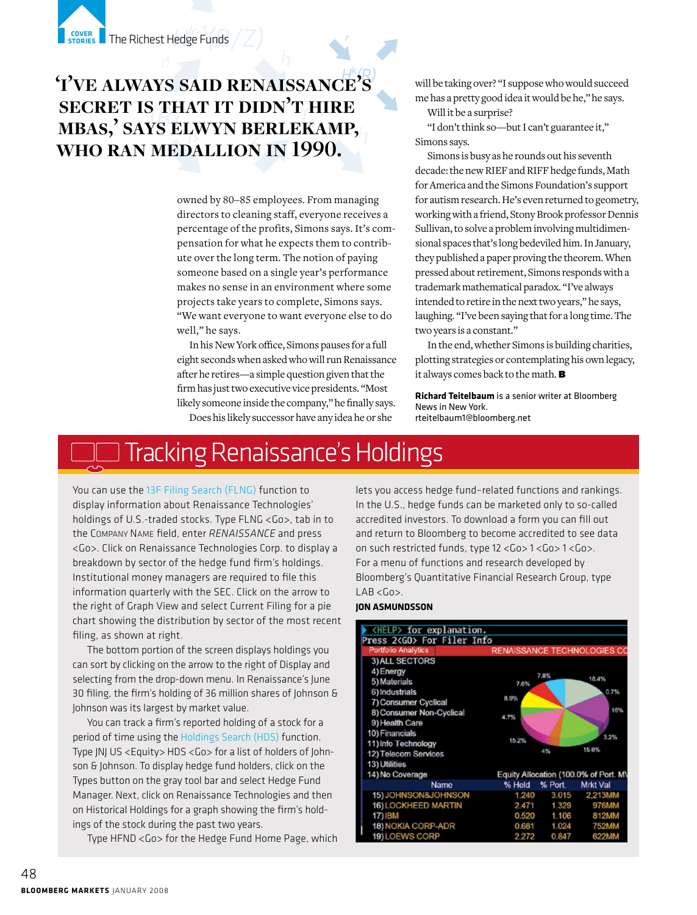> **'I'VE ALWAYS SAID RENAISSANCE'S SECRET IS THAT IT DIDN'T HIRE MBAS,' SAYS ELWYN BERLEKAMP, WHO RAN MEDALLION IN 1990.**

owned by 80–85 employees. From managing directors to cleaning staff, everyone receives a percentage of the profits, Simons says. It's compensation for what he expects them to contribute over the long term. The notion of paying someone based on a single year's performance makes no sense in an environment where some projects take years to complete, Simons says. "We want everyone to want everyone else to do well," he says.

In his New York office, Simons pauses for a full eight seconds when asked who will run Renaissance after he retires—a simple question given that the firm has just two executive vice presidents. "Most likely someone inside the company," he finally says.

Does his likely successor have any idea he or she will be taking over? "I suppose who would succeed me has a pretty good idea it would be he," he says.

Will it be a surprise?

"I don't think so—but I can't guarantee it," Simons says.

Simons is busy as he rounds out his seventh decade: the new RIEF and RIFF hedge funds, Math for America and the Simons Foundation's support for autism research. He's even returned to geometry, working with a friend, Stony Brook professor Dennis Sullivan, to solve a problem involving multidimensional spaces that's long bedeviled him. In January, they published a paper proving the theorem. When pressed about retirement, Simons responds with a trademark mathematical paradox. "I've always intended to retire in the next two years," he says, laughing. "I've been saying that for a long time. The two years is a constant."

In the end, whether Simons is building charities, plotting strategies or contemplating his own legacy, it always comes back to the math. **B**

**Richard Teitelbaum** is a senior writer at Bloomberg News in New York.
rteitelbaum1@bloomberg.net

## Tracking Renaissance's Holdings

You can use the 13F Filing Search (FLNG) function to display information about Renaissance Technologies' holdings of U.S.-traded stocks. Type FLNG <Go>, tab in to the COMPANY NAME field, enter *RENAISSANCE* and press <Go>. Click on Renaissance Technologies Corp. to display a breakdown by sector of the hedge fund firm's holdings. Institutional money managers are required to file this information quarterly with the SEC. Click on the arrow to the right of Graph View and select Current Filing for a pie chart showing the distribution by sector of the most recent filing, as shown at right.

The bottom portion of the screen displays holdings you can sort by clicking on the arrow to the right of Display and selecting from the drop-down menu. In Renaissance's June 30 filing, the firm's holding of 36 million shares of Johnson & Johnson was its largest by market value.

You can track a firm's reported holding of a stock for a period of time using the Holdings Search (HDS) function. Type JNJ US <Equity> HDS <Go> for a list of holders of Johnson & Johnson. To display hedge fund holders, click on the Types button on the gray tool bar and select Hedge Fund Manager. Next, click on Renaissance Technologies and then on Historical Holdings for a graph showing the firm's holdings of the stock during the past two years.

Type HFND <Go> for the Hedge Fund Home Page, which lets you access hedge fund–related functions and rankings. In the U.S., hedge funds can be marketed only to so-called accredited investors. To download a form you can fill out and return to Bloomberg to become accredited to see data on such restricted funds, type 12 <Go> 1 <Go> 1 <Go>. For a menu of functions and research developed by Bloomberg's Quantitative Financial Research Group, type LAB <Go>.

**JON ASMUNDSSON**

<HELP> for explanation.
Press 2<GO> For Filer Info
Portfolio Analytics
RENAISSANCE TECHNOLOGIES CO

3) ALL SECTORS
4) Energy
5) Materials
6) Industrials
7) Consumer Cyclical
8) Consumer Non-Cyclical
9) Health Care
10) Financials
11) Info Technology
12) Telecom Services
13) Utilities
14) No Coverage

7.8%
16.4%
7.6%
0.7%
8.9%
16%
4.7%
3.2%
15.2%
4%
15.6%

Equity Allocation (100.0% of Port. MV

| Name | % Held | % Port. | Mrkt Val |
|---|---|---|---|
| 15) JOHNSON&JOHNSON | 1.240 | 3.015 | 2,213MM |
| 16) LOCKHEED MARTIN | 2.471 | 1.329 | 976MM |
| 17) IBM | 0.520 | 1.106 | 812MM |
| 18) NOKIA CORP-ADR | 0.681 | 1.024 | 752MM |
| 19) LOEWS CORP | 2.272 | 0.847 | 622MM |